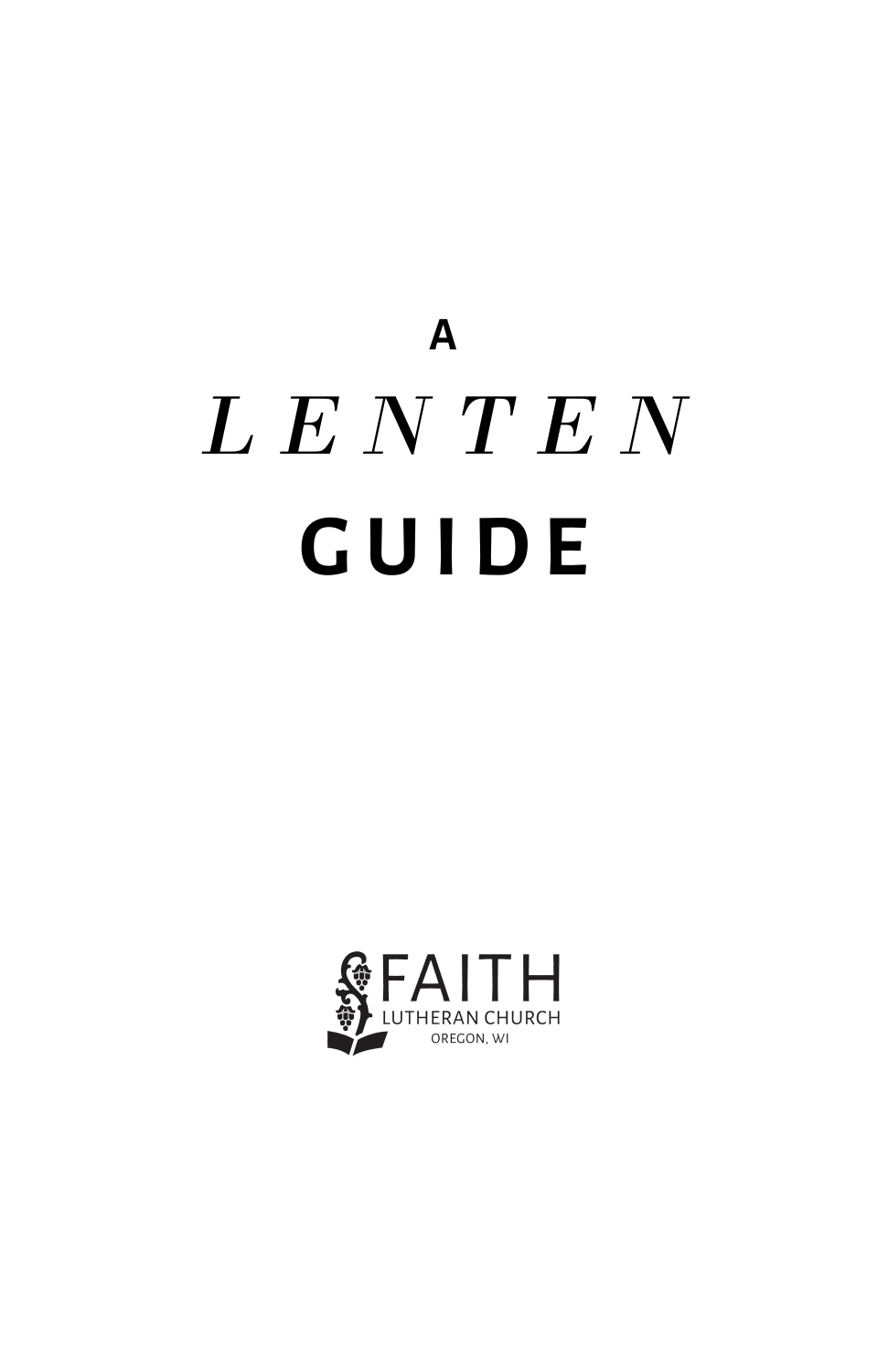# A *LENTEN* GUIDE

FAITH
LUTHERAN CHURCH
OREGON, WI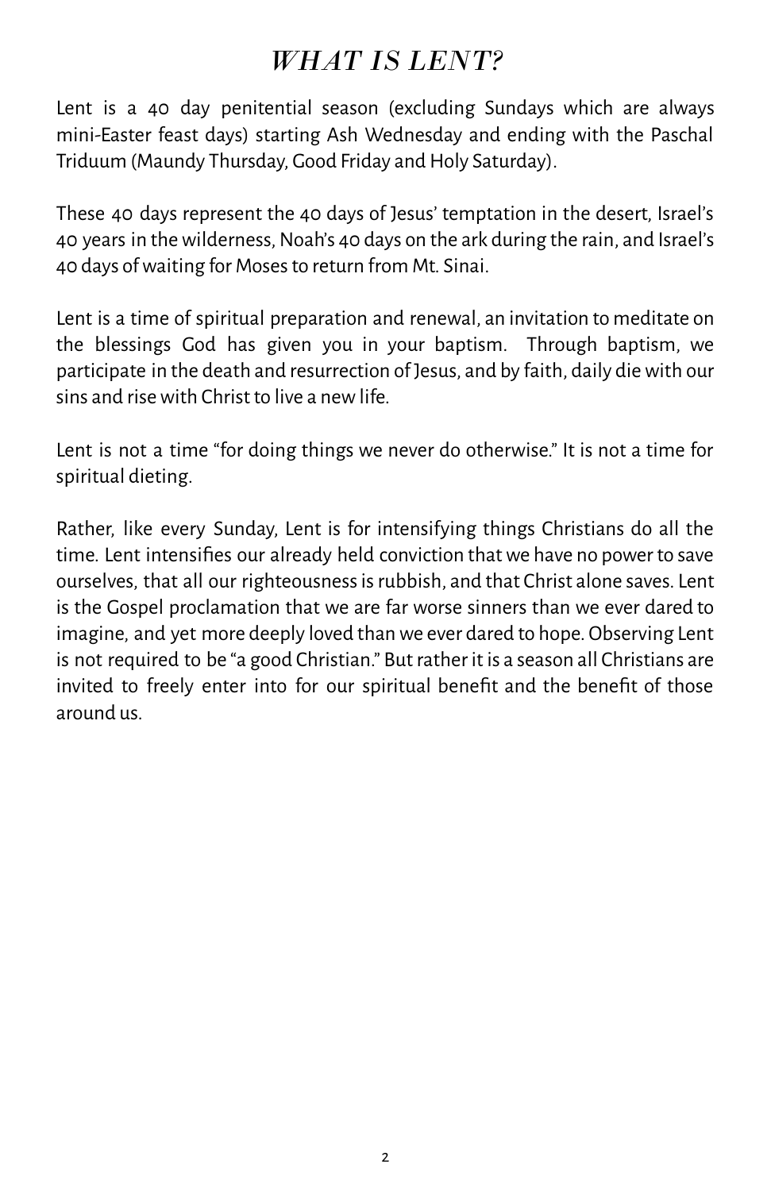# *WHAT IS LENT?*

Lent is a 40 day penitential season (excluding Sundays which are always mini-Easter feast days) starting Ash Wednesday and ending with the Paschal Triduum (Maundy Thursday, Good Friday and Holy Saturday).

These 40 days represent the 40 days of Jesus' temptation in the desert, Israel's 40 years in the wilderness, Noah's 40 days on the ark during the rain, and Israel's 40 days of waiting for Moses to return from Mt. Sinai.

Lent is a time of spiritual preparation and renewal, an invitation to meditate on the blessings God has given you in your baptism. Through baptism, we participate in the death and resurrection of Jesus, and by faith, daily die with our sins and rise with Christ to live a new life.

Lent is not a time "for doing things we never do otherwise." It is not a time for spiritual dieting.

Rather, like every Sunday, Lent is for intensifying things Christians do all the time. Lent intensifies our already held conviction that we have no power to save ourselves, that all our righteousness is rubbish, and that Christ alone saves. Lent is the Gospel proclamation that we are far worse sinners than we ever dared to imagine, and yet more deeply loved than we ever dared to hope. Observing Lent is not required to be "a good Christian." But rather it is a season all Christians are invited to freely enter into for our spiritual benefit and the benefit of those around us.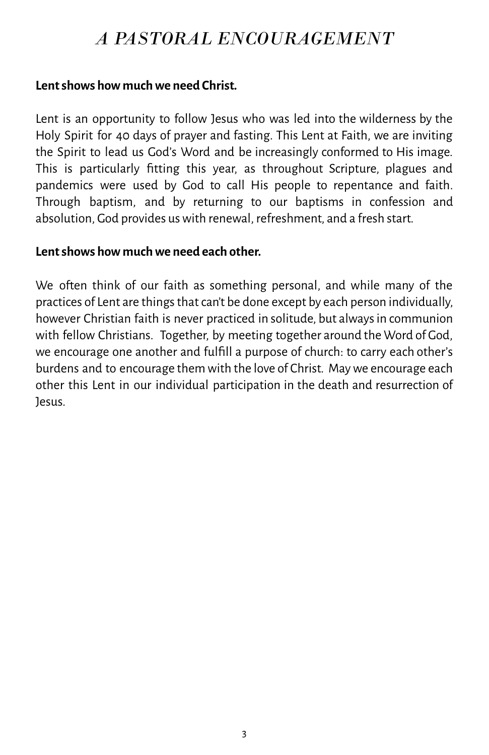# *A PASTORAL ENCOURAGEMENT*

**Lent shows how much we need Christ.**

Lent is an opportunity to follow Jesus who was led into the wilderness by the Holy Spirit for 40 days of prayer and fasting. This Lent at Faith, we are inviting the Spirit to lead us God's Word and be increasingly conformed to His image. This is particularly fitting this year, as throughout Scripture, plagues and pandemics were used by God to call His people to repentance and faith. Through baptism, and by returning to our baptisms in confession and absolution, God provides us with renewal, refreshment, and a fresh start.

**Lent shows how much we need each other.**

We often think of our faith as something personal, and while many of the practices of Lent are things that can't be done except by each person individually, however Christian faith is never practiced in solitude, but always in communion with fellow Christians. Together, by meeting together around the Word of God, we encourage one another and fulfill a purpose of church: to carry each other's burdens and to encourage them with the love of Christ. May we encourage each other this Lent in our individual participation in the death and resurrection of Jesus.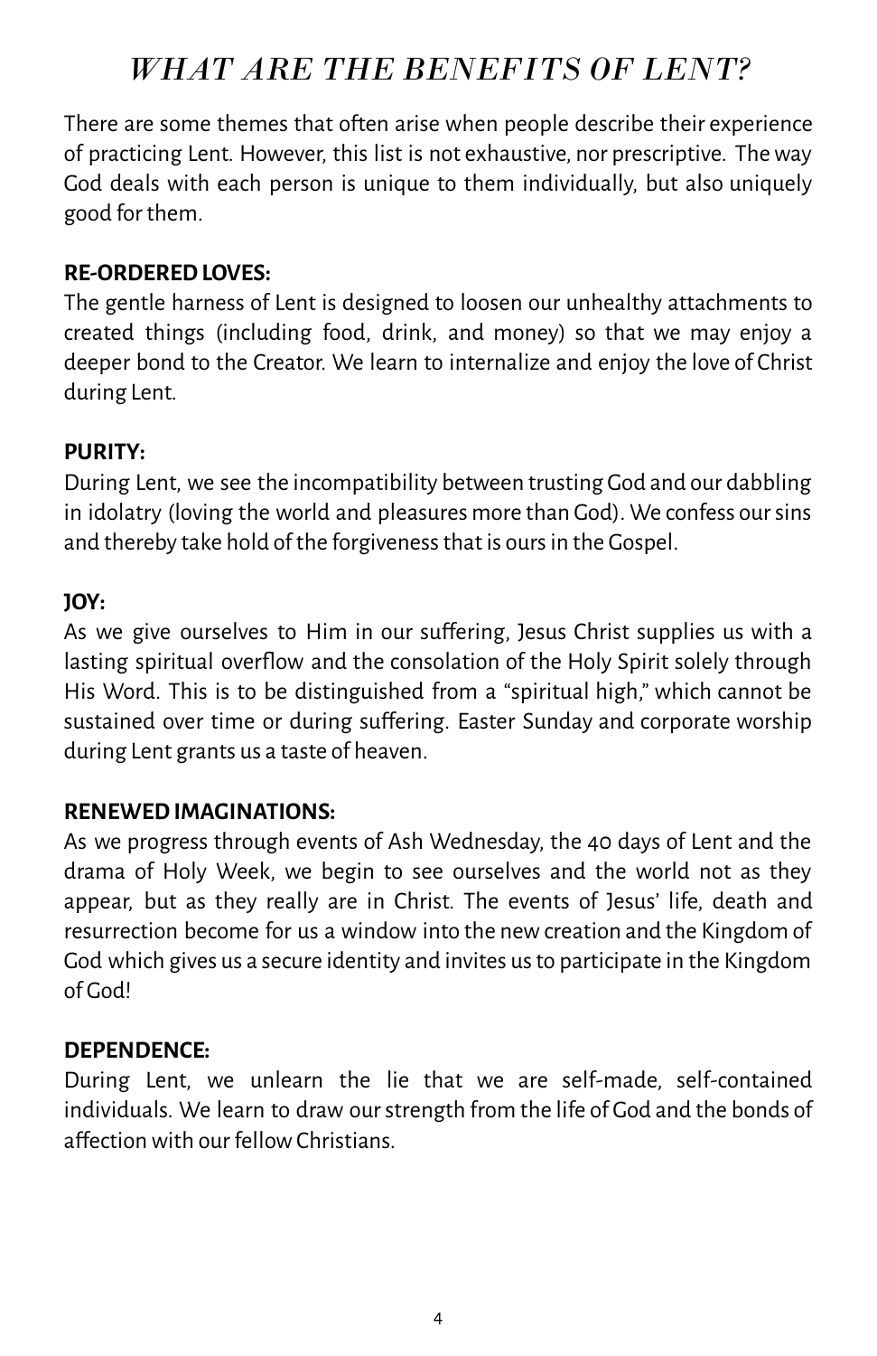# *WHAT ARE THE BENEFITS OF LENT?*

There are some themes that often arise when people describe their experience of practicing Lent. However, this list is not exhaustive, nor prescriptive. The way God deals with each person is unique to them individually, but also uniquely good for them.

**RE-ORDERED LOVES:**
The gentle harness of Lent is designed to loosen our unhealthy attachments to created things (including food, drink, and money) so that we may enjoy a deeper bond to the Creator. We learn to internalize and enjoy the love of Christ during Lent.

**PURITY:**
During Lent, we see the incompatibility between trusting God and our dabbling in idolatry (loving the world and pleasures more than God). We confess our sins and thereby take hold of the forgiveness that is ours in the Gospel.

**JOY:**
As we give ourselves to Him in our suffering, Jesus Christ supplies us with a lasting spiritual overflow and the consolation of the Holy Spirit solely through His Word. This is to be distinguished from a "spiritual high," which cannot be sustained over time or during suffering. Easter Sunday and corporate worship during Lent grants us a taste of heaven.

**RENEWED IMAGINATIONS:**
As we progress through events of Ash Wednesday, the 40 days of Lent and the drama of Holy Week, we begin to see ourselves and the world not as they appear, but as they really are in Christ. The events of Jesus' life, death and resurrection become for us a window into the new creation and the Kingdom of God which gives us a secure identity and invites us to participate in the Kingdom of God!

**DEPENDENCE:**
During Lent, we unlearn the lie that we are self-made, self-contained individuals. We learn to draw our strength from the life of God and the bonds of affection with our fellow Christians.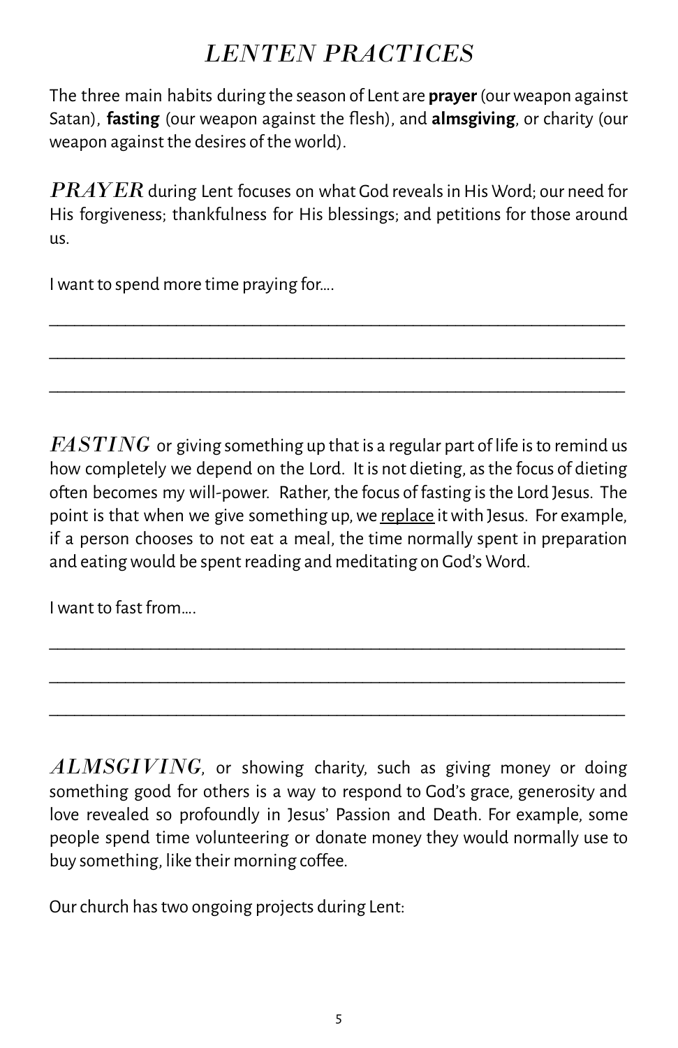# *LENTEN PRACTICES*

The three main habits during the season of Lent are **prayer** (our weapon against Satan), **fasting** (our weapon against the flesh), and **almsgiving**, or charity (our weapon against the desires of the world).

*PRAYER* during Lent focuses on what God reveals in His Word; our need for His forgiveness; thankfulness for His blessings; and petitions for those around us.

I want to spend more time praying for….

\_\_\_\_\_\_\_\_\_\_\_\_\_\_\_\_\_\_\_\_\_\_\_\_\_\_\_\_\_\_\_\_\_\_\_\_\_\_\_\_\_\_\_\_\_\_\_\_\_\_\_\_\_\_\_\_\_\_\_\_\_\_\_\_

\_\_\_\_\_\_\_\_\_\_\_\_\_\_\_\_\_\_\_\_\_\_\_\_\_\_\_\_\_\_\_\_\_\_\_\_\_\_\_\_\_\_\_\_\_\_\_\_\_\_\_\_\_\_\_\_\_\_\_\_\_\_\_\_

\_\_\_\_\_\_\_\_\_\_\_\_\_\_\_\_\_\_\_\_\_\_\_\_\_\_\_\_\_\_\_\_\_\_\_\_\_\_\_\_\_\_\_\_\_\_\_\_\_\_\_\_\_\_\_\_\_\_\_\_\_\_\_\_

*FASTING* or giving something up that is a regular part of life is to remind us how completely we depend on the Lord. It is not dieting, as the focus of dieting often becomes my will-power. Rather, the focus of fasting is the Lord Jesus. The point is that when we give something up, we <u>replace</u> it with Jesus. For example, if a person chooses to not eat a meal, the time normally spent in preparation and eating would be spent reading and meditating on God's Word.

I want to fast from….

\_\_\_\_\_\_\_\_\_\_\_\_\_\_\_\_\_\_\_\_\_\_\_\_\_\_\_\_\_\_\_\_\_\_\_\_\_\_\_\_\_\_\_\_\_\_\_\_\_\_\_\_\_\_\_\_\_\_\_\_\_\_\_\_

\_\_\_\_\_\_\_\_\_\_\_\_\_\_\_\_\_\_\_\_\_\_\_\_\_\_\_\_\_\_\_\_\_\_\_\_\_\_\_\_\_\_\_\_\_\_\_\_\_\_\_\_\_\_\_\_\_\_\_\_\_\_\_\_

\_\_\_\_\_\_\_\_\_\_\_\_\_\_\_\_\_\_\_\_\_\_\_\_\_\_\_\_\_\_\_\_\_\_\_\_\_\_\_\_\_\_\_\_\_\_\_\_\_\_\_\_\_\_\_\_\_\_\_\_\_\_\_\_

*ALMSGIVING*, or showing charity, such as giving money or doing something good for others is a way to respond to God's grace, generosity and love revealed so profoundly in Jesus' Passion and Death. For example, some people spend time volunteering or donate money they would normally use to buy something, like their morning coffee.

Our church has two ongoing projects during Lent: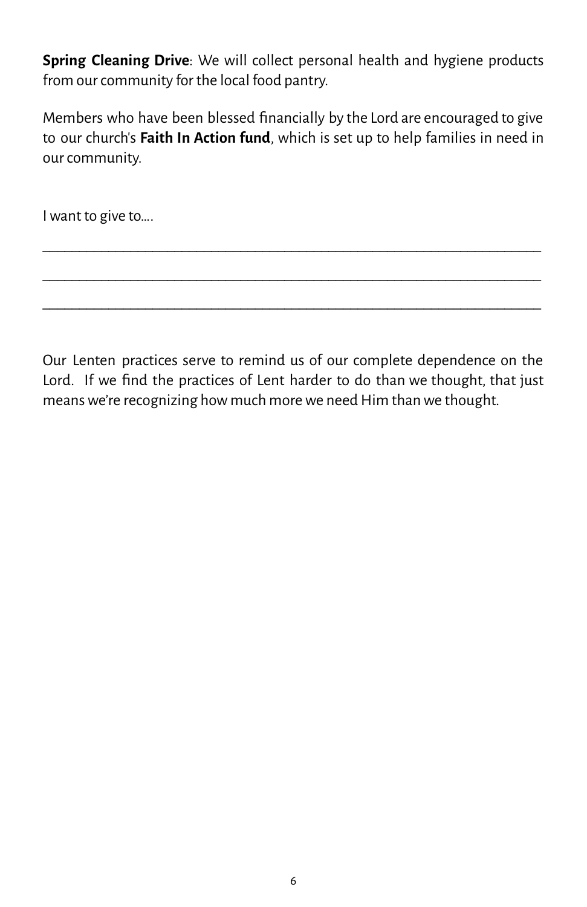**Spring Cleaning Drive**: We will collect personal health and hygiene products from our community for the local food pantry.

Members who have been blessed financially by the Lord are encouraged to give to our church's **Faith In Action fund**, which is set up to help families in need in our community.

I want to give to....

_______________________________________________________________

_______________________________________________________________

_______________________________________________________________

Our Lenten practices serve to remind us of our complete dependence on the Lord. If we find the practices of Lent harder to do than we thought, that just means we're recognizing how much more we need Him than we thought.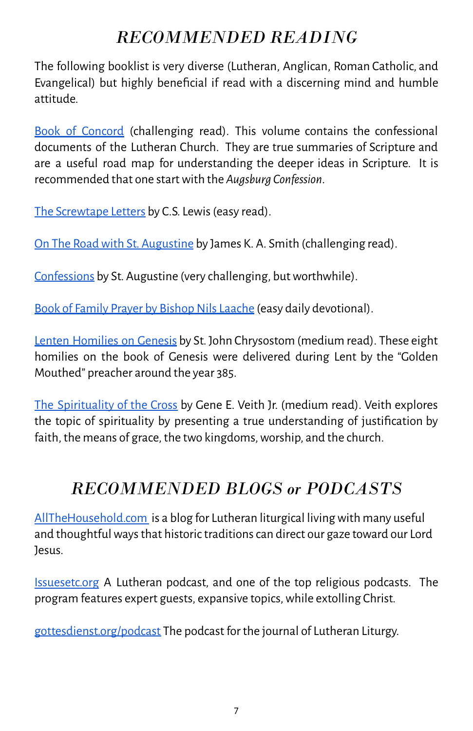# *RECOMMENDED READING*

The following booklist is very diverse (Lutheran, Anglican, Roman Catholic, and Evangelical) but highly beneficial if read with a discerning mind and humble attitude.

Book of Concord (challenging read). This volume contains the confessional documents of the Lutheran Church. They are true summaries of Scripture and are a useful road map for understanding the deeper ideas in Scripture. It is recommended that one start with the *Augsburg Confession*.

The Screwtape Letters by C.S. Lewis (easy read).

On The Road with St. Augustine by James K. A. Smith (challenging read).

Confessions by St. Augustine (very challenging, but worthwhile).

Book of Family Prayer by Bishop Nils Laache (easy daily devotional).

Lenten Homilies on Genesis by St. John Chrysostom (medium read). These eight homilies on the book of Genesis were delivered during Lent by the "Golden Mouthed" preacher around the year 385.

The Spirituality of the Cross by Gene E. Veith Jr. (medium read). Veith explores the topic of spirituality by presenting a true understanding of justification by faith, the means of grace, the two kingdoms, worship, and the church.

# *RECOMMENDED BLOGS or PODCASTS*

AllTheHousehold.com is a blog for Lutheran liturgical living with many useful and thoughtful ways that historic traditions can direct our gaze toward our Lord Jesus.

Issuesetc.org A Lutheran podcast, and one of the top religious podcasts. The program features expert guests, expansive topics, while extolling Christ.

gottesdienst.org/podcast The podcast for the journal of Lutheran Liturgy.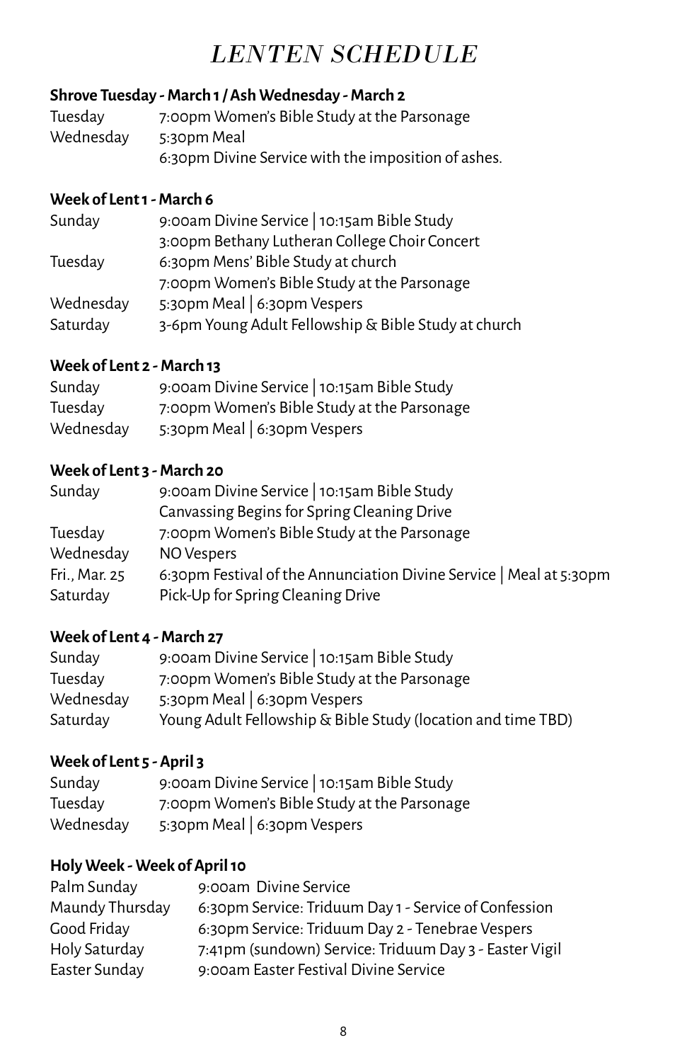# *LENTEN SCHEDULE*

### Shrove Tuesday - March 1 / Ash Wednesday - March 2

| | |
|---|---|
| Tuesday | 7:00pm Women's Bible Study at the Parsonage |
| Wednesday | 5:30pm Meal |
| | 6:30pm Divine Service with the imposition of ashes. |

### Week of Lent 1 - March 6

| | |
|---|---|
| Sunday | 9:00am Divine Service \| 10:15am Bible Study |
| | 3:00pm Bethany Lutheran College Choir Concert |
| Tuesday | 6:30pm Mens' Bible Study at church |
| | 7:00pm Women's Bible Study at the Parsonage |
| Wednesday | 5:30pm Meal \| 6:30pm Vespers |
| Saturday | 3-6pm Young Adult Fellowship & Bible Study at church |

### Week of Lent 2 - March 13

| | |
|---|---|
| Sunday | 9:00am Divine Service \| 10:15am Bible Study |
| Tuesday | 7:00pm Women's Bible Study at the Parsonage |
| Wednesday | 5:30pm Meal \| 6:30pm Vespers |

### Week of Lent 3 - March 20

| | |
|---|---|
| Sunday | 9:00am Divine Service \| 10:15am Bible Study |
| | Canvassing Begins for Spring Cleaning Drive |
| Tuesday | 7:00pm Women's Bible Study at the Parsonage |
| Wednesday | NO Vespers |
| Fri., Mar. 25 | 6:30pm Festival of the Annunciation Divine Service \| Meal at 5:30pm |
| Saturday | Pick-Up for Spring Cleaning Drive |

### Week of Lent 4 - March 27

| | |
|---|---|
| Sunday | 9:00am Divine Service \| 10:15am Bible Study |
| Tuesday | 7:00pm Women's Bible Study at the Parsonage |
| Wednesday | 5:30pm Meal \| 6:30pm Vespers |
| Saturday | Young Adult Fellowship & Bible Study (location and time TBD) |

### Week of Lent 5 - April 3

| | |
|---|---|
| Sunday | 9:00am Divine Service \| 10:15am Bible Study |
| Tuesday | 7:00pm Women's Bible Study at the Parsonage |
| Wednesday | 5:30pm Meal \| 6:30pm Vespers |

### Holy Week - Week of April 10

| | |
|---|---|
| Palm Sunday | 9:00am Divine Service |
| Maundy Thursday | 6:30pm Service: Triduum Day 1 - Service of Confession |
| Good Friday | 6:30pm Service: Triduum Day 2 - Tenebrae Vespers |
| Holy Saturday | 7:41pm (sundown) Service: Triduum Day 3 - Easter Vigil |
| Easter Sunday | 9:00am Easter Festival Divine Service |